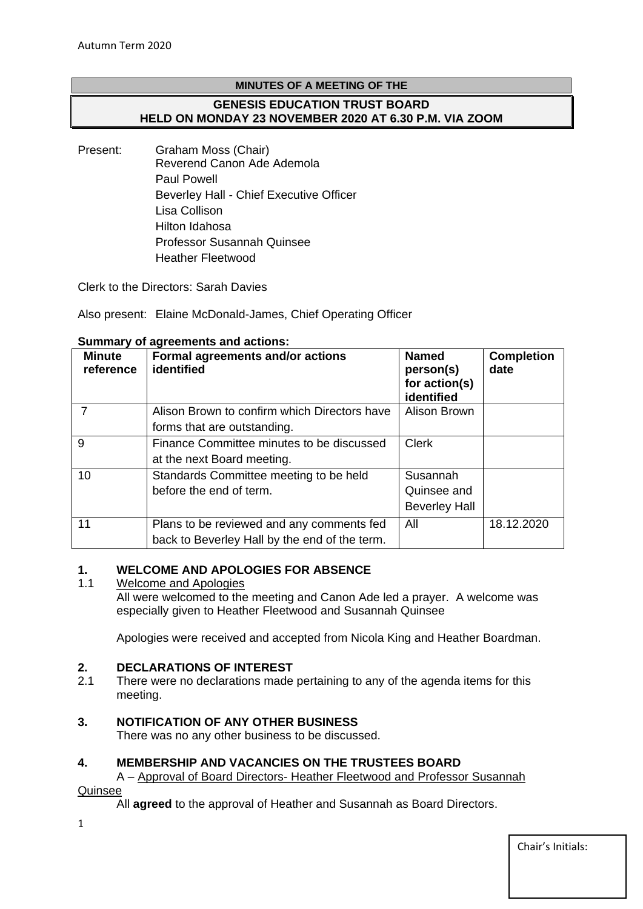Autumn Term 2020

**MINUTES OF A MEETING OF THE**

# GENESIS EDUCATION TRUST BOARD
# HELD ON MONDAY 23 NOVEMBER 2020 AT 6.30 P.M. VIA ZOOM

Present: Graham Moss (Chair)
Reverend Canon Ade Ademola
Paul Powell
Beverley Hall - Chief Executive Officer
Lisa Collison
Hilton Idahosa
Professor Susannah Quinsee
Heather Fleetwood

Clerk to the Directors: Sarah Davies

Also present: Elaine McDonald-James, Chief Operating Officer

**Summary of agreements and actions:**

| Minute reference | Formal agreements and/or actions identified | Named person(s) for action(s) identified | Completion date |
|---|---|---|---|
| 7 | Alison Brown to confirm which Directors have forms that are outstanding. | Alison Brown | |
| 9 | Finance Committee minutes to be discussed at the next Board meeting. | Clerk | |
| 10 | Standards Committee meeting to be held before the end of term. | Susannah Quinsee and Beverley Hall | |
| 11 | Plans to be reviewed and any comments fed back to Beverley Hall by the end of the term. | All | 18.12.2020 |

## 1. WELCOME AND APOLOGIES FOR ABSENCE

1.1 Welcome and Apologies

All were welcomed to the meeting and Canon Ade led a prayer. A welcome was especially given to Heather Fleetwood and Susannah Quinsee

Apologies were received and accepted from Nicola King and Heather Boardman.

## 2. DECLARATIONS OF INTEREST

2.1 There were no declarations made pertaining to any of the agenda items for this meeting.

## 3. NOTIFICATION OF ANY OTHER BUSINESS

There was no any other business to be discussed.

## 4. MEMBERSHIP AND VACANCIES ON THE TRUSTEES BOARD

A – Approval of Board Directors- Heather Fleetwood and Professor Susannah Quinsee

All **agreed** to the approval of Heather and Susannah as Board Directors.

Chair's Initials: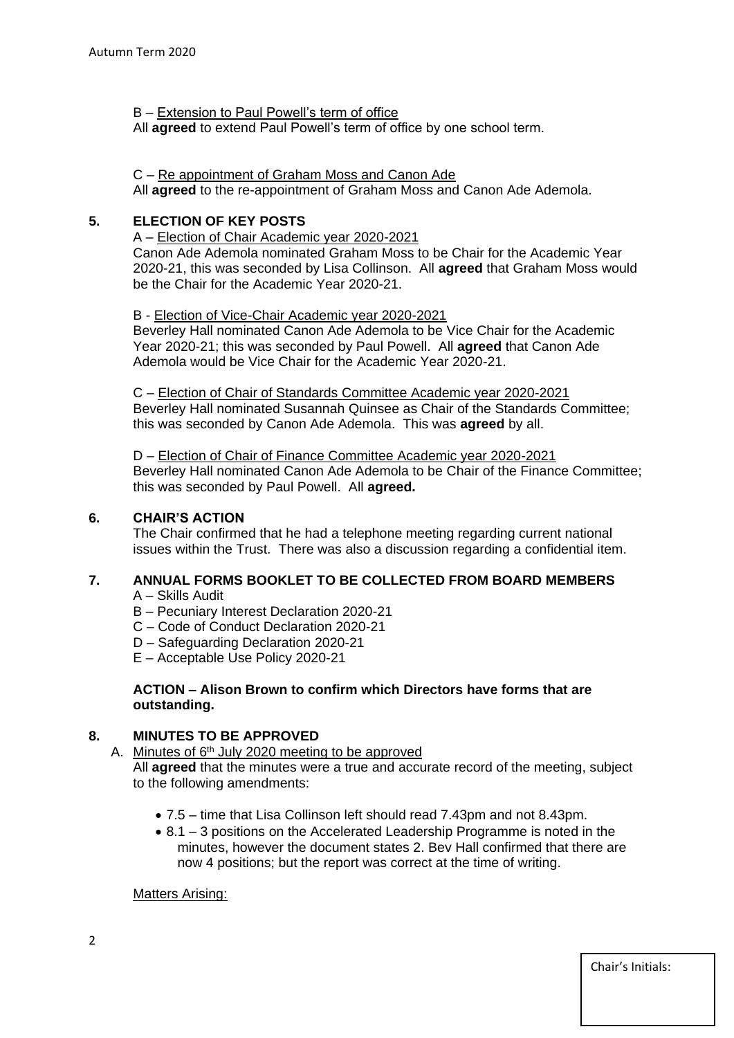B – Extension to Paul Powell's term of office

All **agreed** to extend Paul Powell's term of office by one school term.

C – Re appointment of Graham Moss and Canon Ade

All **agreed** to the re-appointment of Graham Moss and Canon Ade Ademola.

## 5. ELECTION OF KEY POSTS

A – Election of Chair Academic year 2020-2021

Canon Ade Ademola nominated Graham Moss to be Chair for the Academic Year 2020-21, this was seconded by Lisa Collinson. All **agreed** that Graham Moss would be the Chair for the Academic Year 2020-21.

B - Election of Vice-Chair Academic year 2020-2021

Beverley Hall nominated Canon Ade Ademola to be Vice Chair for the Academic Year 2020-21; this was seconded by Paul Powell. All **agreed** that Canon Ade Ademola would be Vice Chair for the Academic Year 2020-21.

C – Election of Chair of Standards Committee Academic year 2020-2021

Beverley Hall nominated Susannah Quinsee as Chair of the Standards Committee; this was seconded by Canon Ade Ademola. This was **agreed** by all.

D – Election of Chair of Finance Committee Academic year 2020-2021

Beverley Hall nominated Canon Ade Ademola to be Chair of the Finance Committee; this was seconded by Paul Powell. All **agreed.**

## 6. CHAIR'S ACTION

The Chair confirmed that he had a telephone meeting regarding current national issues within the Trust. There was also a discussion regarding a confidential item.

## 7. ANNUAL FORMS BOOKLET TO BE COLLECTED FROM BOARD MEMBERS

A – Skills Audit

B – Pecuniary Interest Declaration 2020-21

C – Code of Conduct Declaration 2020-21

D – Safeguarding Declaration 2020-21

E – Acceptable Use Policy 2020-21

**ACTION – Alison Brown to confirm which Directors have forms that are outstanding.**

## 8. MINUTES TO BE APPROVED

A. Minutes of 6th July 2020 meeting to be approved

All **agreed** that the minutes were a true and accurate record of the meeting, subject to the following amendments:

- 7.5 – time that Lisa Collinson left should read 7.43pm and not 8.43pm.
- 8.1 – 3 positions on the Accelerated Leadership Programme is noted in the minutes, however the document states 2. Bev Hall confirmed that there are now 4 positions; but the report was correct at the time of writing.

Matters Arising:

Chair's Initials: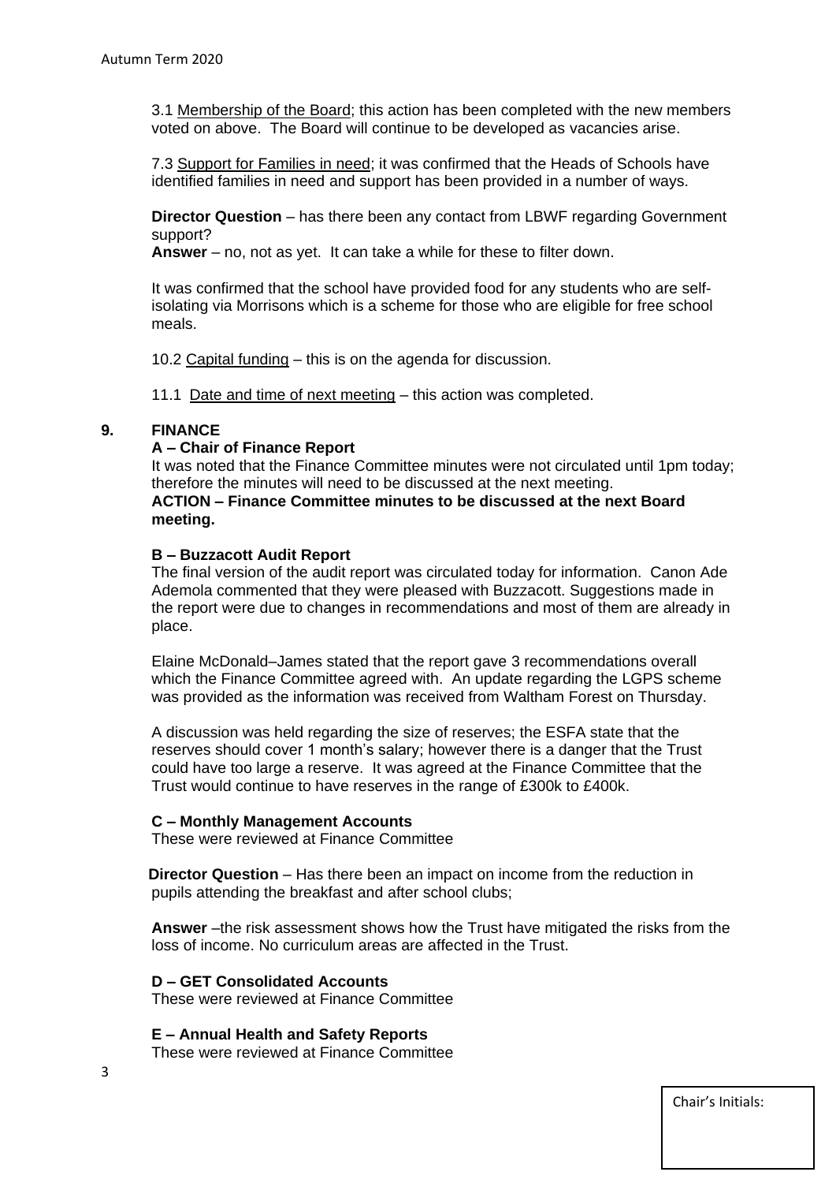3.1 Membership of the Board; this action has been completed with the new members voted on above. The Board will continue to be developed as vacancies arise.

7.3 Support for Families in need; it was confirmed that the Heads of Schools have identified families in need and support has been provided in a number of ways.

**Director Question** – has there been any contact from LBWF regarding Government support?
**Answer** – no, not as yet. It can take a while for these to filter down.

It was confirmed that the school have provided food for any students who are self-isolating via Morrisons which is a scheme for those who are eligible for free school meals.

10.2 Capital funding – this is on the agenda for discussion.

11.1 Date and time of next meeting – this action was completed.

## 9. FINANCE

### A – Chair of Finance Report

It was noted that the Finance Committee minutes were not circulated until 1pm today; therefore the minutes will need to be discussed at the next meeting.
**ACTION – Finance Committee minutes to be discussed at the next Board meeting.**

### B – Buzzacott Audit Report

The final version of the audit report was circulated today for information. Canon Ade Ademola commented that they were pleased with Buzzacott. Suggestions made in the report were due to changes in recommendations and most of them are already in place.

Elaine McDonald–James stated that the report gave 3 recommendations overall which the Finance Committee agreed with. An update regarding the LGPS scheme was provided as the information was received from Waltham Forest on Thursday.

A discussion was held regarding the size of reserves; the ESFA state that the reserves should cover 1 month's salary; however there is a danger that the Trust could have too large a reserve. It was agreed at the Finance Committee that the Trust would continue to have reserves in the range of £300k to £400k.

### C – Monthly Management Accounts

These were reviewed at Finance Committee

**Director Question** – Has there been an impact on income from the reduction in pupils attending the breakfast and after school clubs;

**Answer** –the risk assessment shows how the Trust have mitigated the risks from the loss of income. No curriculum areas are affected in the Trust.

### D – GET Consolidated Accounts

These were reviewed at Finance Committee

### E – Annual Health and Safety Reports

These were reviewed at Finance Committee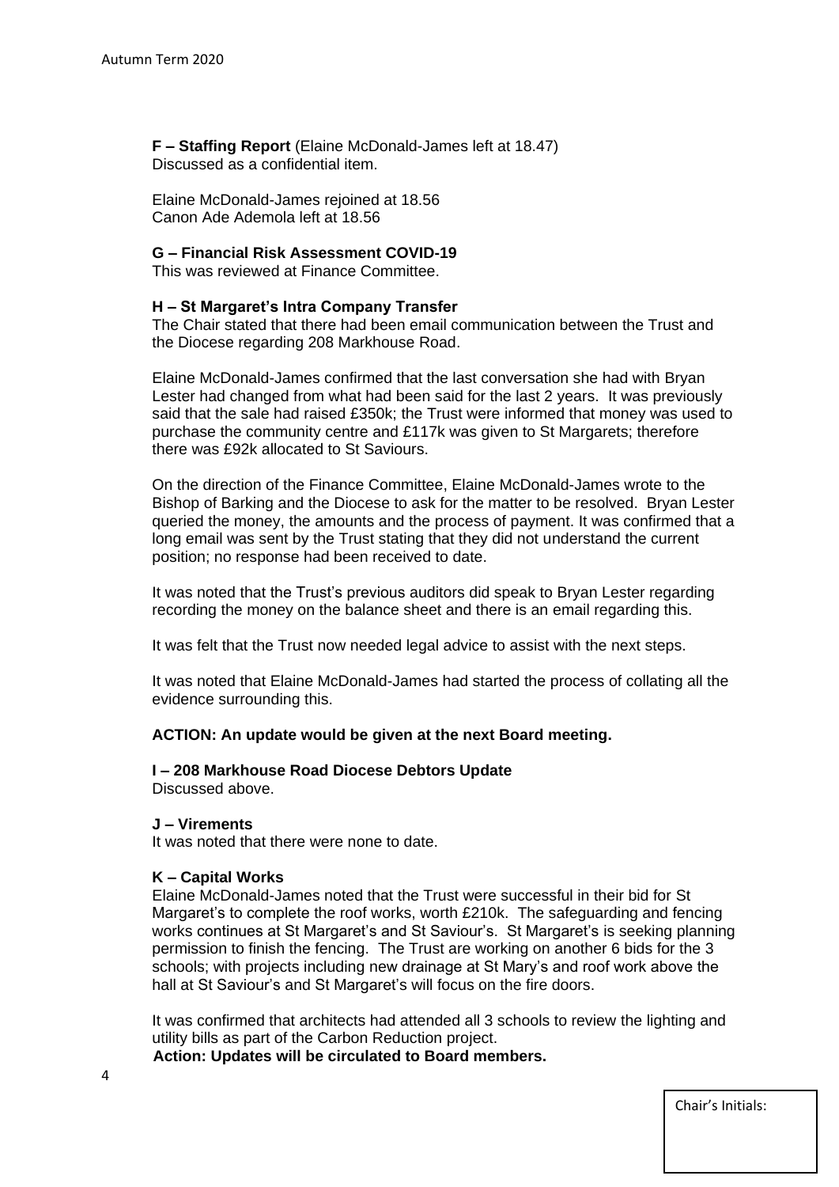**F – Staffing Report** (Elaine McDonald-James left at 18.47)
Discussed as a confidential item.

Elaine McDonald-James rejoined at 18.56
Canon Ade Ademola left at 18.56

**G – Financial Risk Assessment COVID-19**
This was reviewed at Finance Committee.

**H – St Margaret's Intra Company Transfer**
The Chair stated that there had been email communication between the Trust and the Diocese regarding 208 Markhouse Road.

Elaine McDonald-James confirmed that the last conversation she had with Bryan Lester had changed from what had been said for the last 2 years. It was previously said that the sale had raised £350k; the Trust were informed that money was used to purchase the community centre and £117k was given to St Margarets; therefore there was £92k allocated to St Saviours.

On the direction of the Finance Committee, Elaine McDonald-James wrote to the Bishop of Barking and the Diocese to ask for the matter to be resolved. Bryan Lester queried the money, the amounts and the process of payment. It was confirmed that a long email was sent by the Trust stating that they did not understand the current position; no response had been received to date.

It was noted that the Trust's previous auditors did speak to Bryan Lester regarding recording the money on the balance sheet and there is an email regarding this.

It was felt that the Trust now needed legal advice to assist with the next steps.

It was noted that Elaine McDonald-James had started the process of collating all the evidence surrounding this.

**ACTION: An update would be given at the next Board meeting.**

**I – 208 Markhouse Road Diocese Debtors Update**
Discussed above.

**J – Virements**
It was noted that there were none to date.

**K – Capital Works**
Elaine McDonald-James noted that the Trust were successful in their bid for St Margaret's to complete the roof works, worth £210k. The safeguarding and fencing works continues at St Margaret's and St Saviour's. St Margaret's is seeking planning permission to finish the fencing. The Trust are working on another 6 bids for the 3 schools; with projects including new drainage at St Mary's and roof work above the hall at St Saviour's and St Margaret's will focus on the fire doors.

It was confirmed that architects had attended all 3 schools to review the lighting and utility bills as part of the Carbon Reduction project.
**Action: Updates will be circulated to Board members.**

Chair's Initials: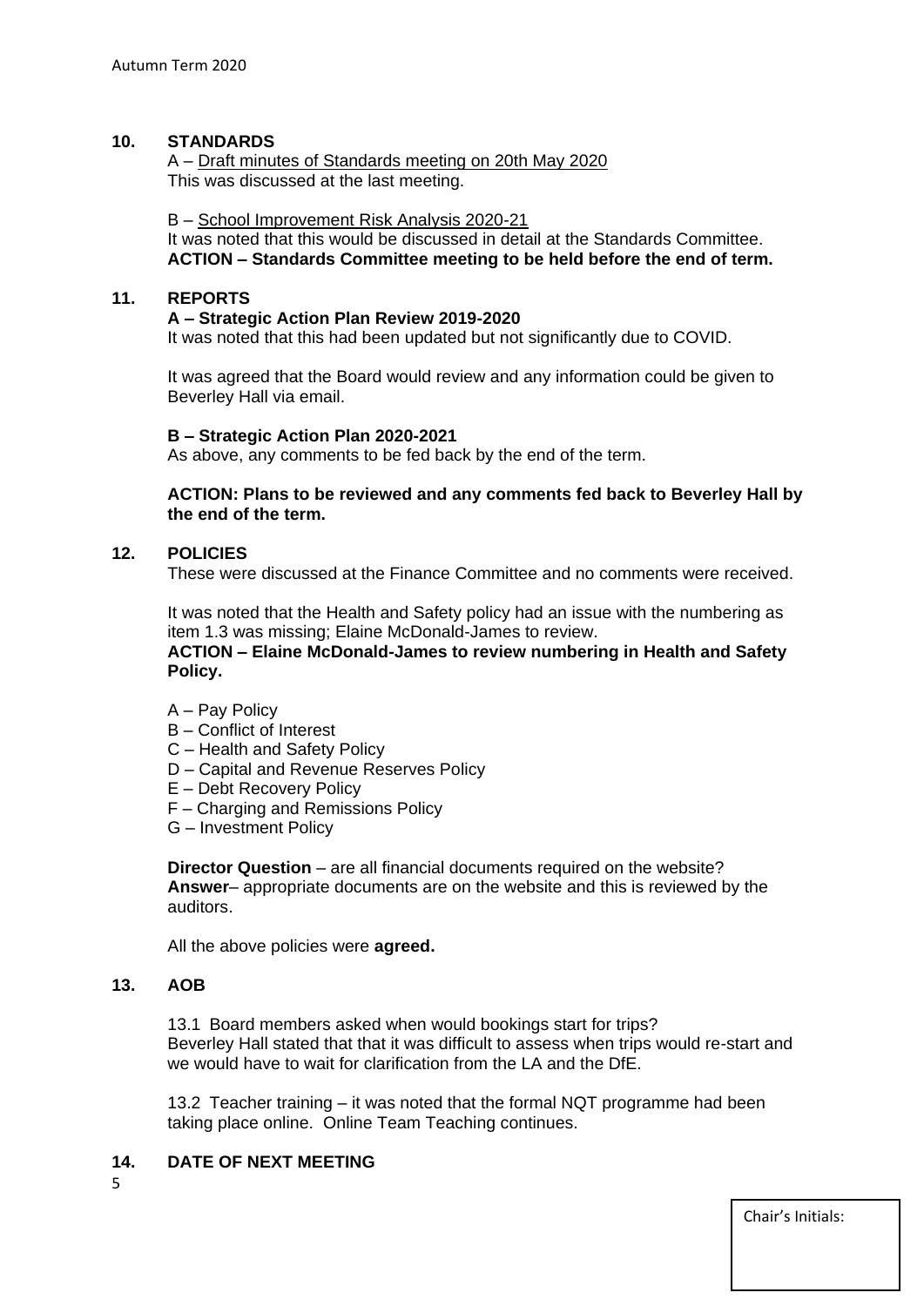## 10. STANDARDS

A – Draft minutes of Standards meeting on 20th May 2020
This was discussed at the last meeting.

B – School Improvement Risk Analysis 2020-21
It was noted that this would be discussed in detail at the Standards Committee.
**ACTION – Standards Committee meeting to be held before the end of term.**

## 11. REPORTS

**A – Strategic Action Plan Review 2019-2020**
It was noted that this had been updated but not significantly due to COVID.

It was agreed that the Board would review and any information could be given to Beverley Hall via email.

**B – Strategic Action Plan 2020-2021**
As above, any comments to be fed back by the end of the term.

**ACTION: Plans to be reviewed and any comments fed back to Beverley Hall by the end of the term.**

## 12. POLICIES

These were discussed at the Finance Committee and no comments were received.

It was noted that the Health and Safety policy had an issue with the numbering as item 1.3 was missing; Elaine McDonald-James to review.
**ACTION – Elaine McDonald-James to review numbering in Health and Safety Policy.**

A – Pay Policy
B – Conflict of Interest
C – Health and Safety Policy
D – Capital and Revenue Reserves Policy
E – Debt Recovery Policy
F – Charging and Remissions Policy
G – Investment Policy

**Director Question** – are all financial documents required on the website?
**Answer**– appropriate documents are on the website and this is reviewed by the auditors.

All the above policies were **agreed.**

## 13. AOB

13.1 Board members asked when would bookings start for trips?
Beverley Hall stated that that it was difficult to assess when trips would re-start and we would have to wait for clarification from the LA and the DfE.

13.2 Teacher training – it was noted that the formal NQT programme had been taking place online. Online Team Teaching continues.

## 14. DATE OF NEXT MEETING

Chair's Initials: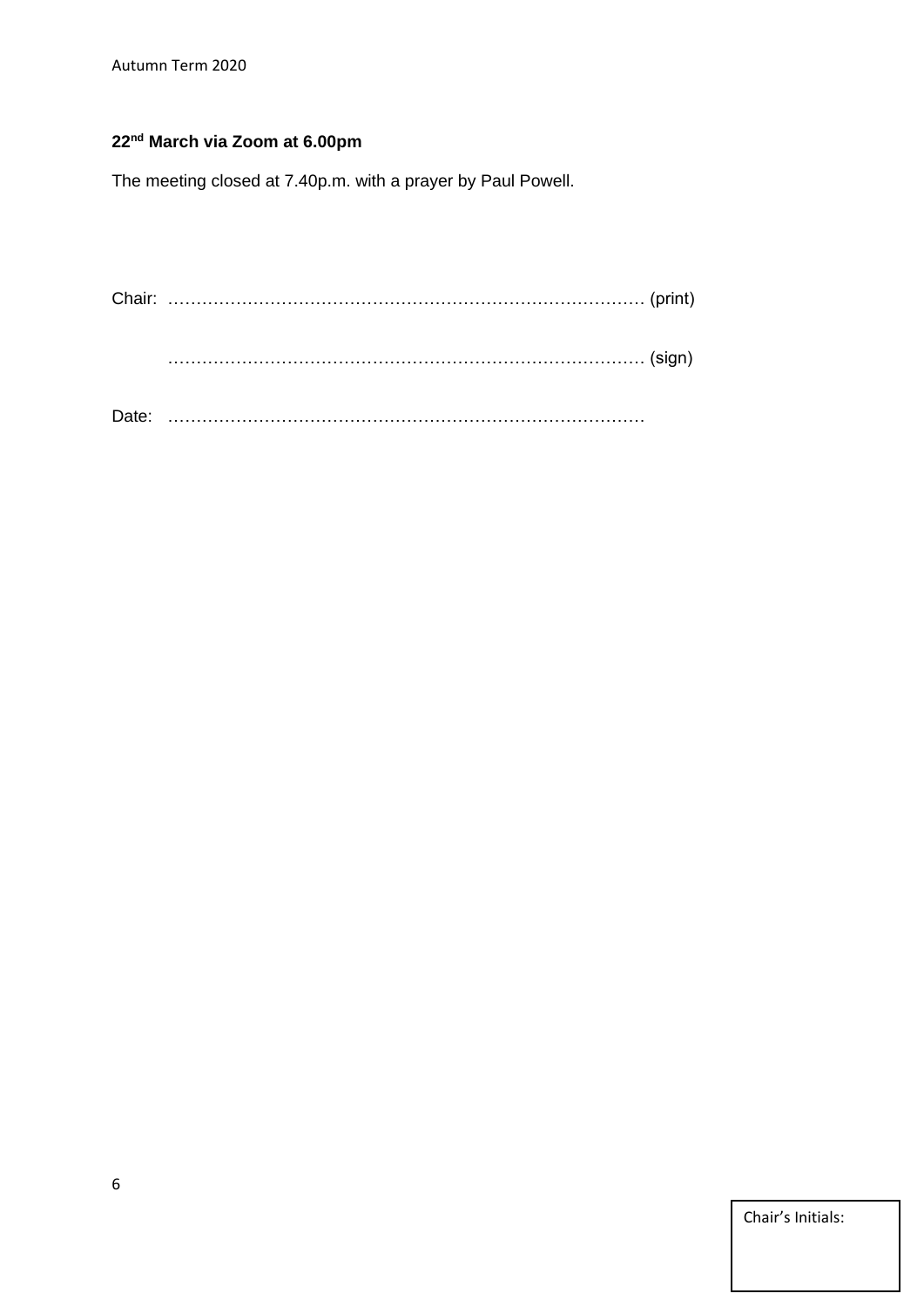**22nd March via Zoom at 6.00pm**

The meeting closed at 7.40p.m. with a prayer by Paul Powell.

Chair: ………………………………………………………………………… (print)

………………………………………………………………………… (sign)

Date: …………………………………………………………………………

Chair's Initials: